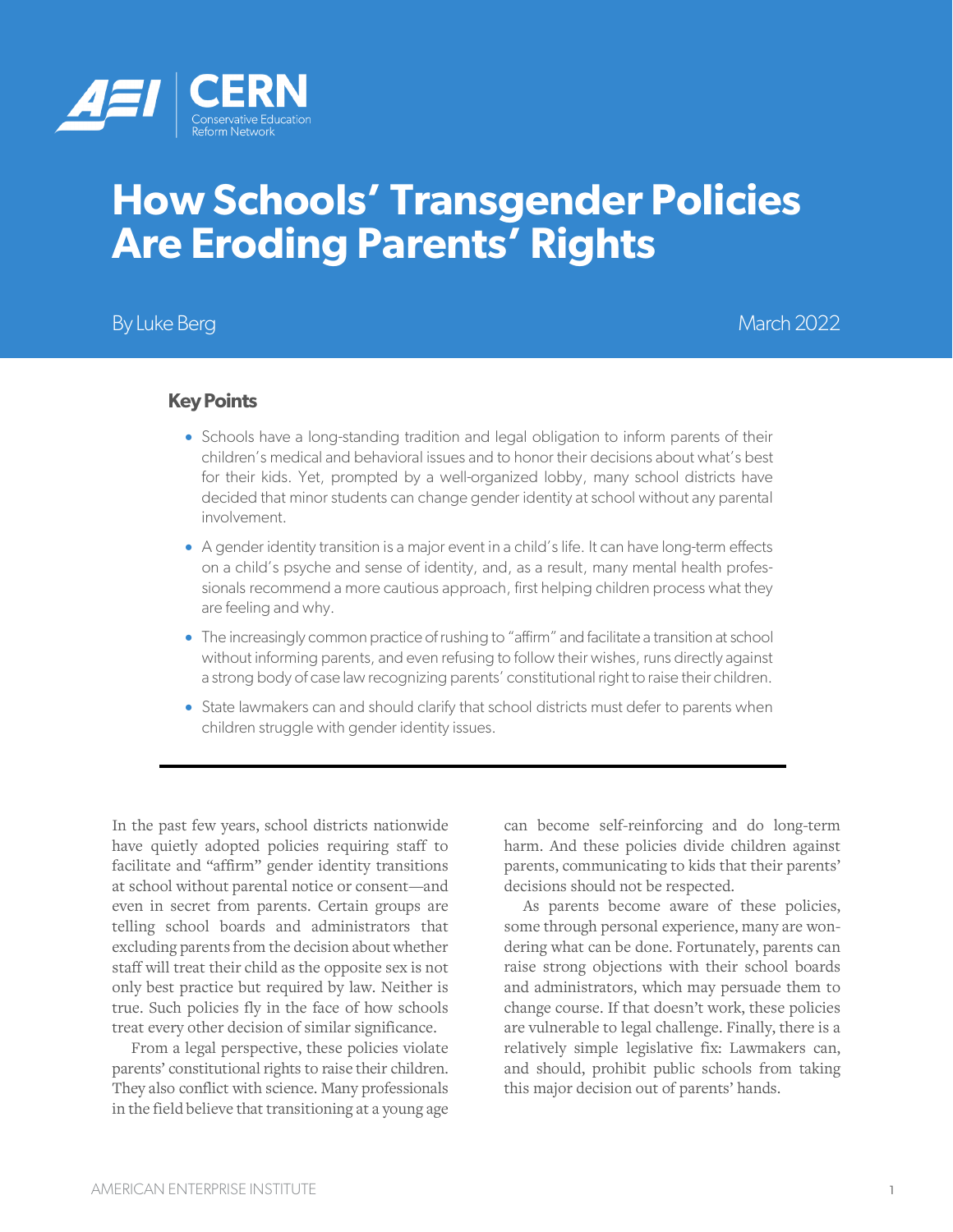AEI | CERN Conservative Education Reform Network

# How Schools' Transgender Policies Are Eroding Parents' Rights

By Luke Berg

March 2022

## Key Points

- Schools have a long-standing tradition and legal obligation to inform parents of their children's medical and behavioral issues and to honor their decisions about what's best for their kids. Yet, prompted by a well-organized lobby, many school districts have decided that minor students can change gender identity at school without any parental involvement.
- A gender identity transition is a major event in a child's life. It can have long-term effects on a child's psyche and sense of identity, and, as a result, many mental health professionals recommend a more cautious approach, first helping children process what they are feeling and why.
- The increasingly common practice of rushing to "affirm" and facilitate a transition at school without informing parents, and even refusing to follow their wishes, runs directly against a strong body of case law recognizing parents' constitutional right to raise their children.
- State lawmakers can and should clarify that school districts must defer to parents when children struggle with gender identity issues.

---

In the past few years, school districts nationwide have quietly adopted policies requiring staff to facilitate and "affirm" gender identity transitions at school without parental notice or consent—and even in secret from parents. Certain groups are telling school boards and administrators that excluding parents from the decision about whether staff will treat their child as the opposite sex is not only best practice but required by law. Neither is true. Such policies fly in the face of how schools treat every other decision of similar significance.

From a legal perspective, these policies violate parents' constitutional rights to raise their children. They also conflict with science. Many professionals in the field believe that transitioning at a young age can become self-reinforcing and do long-term harm. And these policies divide children against parents, communicating to kids that their parents' decisions should not be respected.

As parents become aware of these policies, some through personal experience, many are wondering what can be done. Fortunately, parents can raise strong objections with their school boards and administrators, which may persuade them to change course. If that doesn't work, these policies are vulnerable to legal challenge. Finally, there is a relatively simple legislative fix: Lawmakers can, and should, prohibit public schools from taking this major decision out of parents' hands.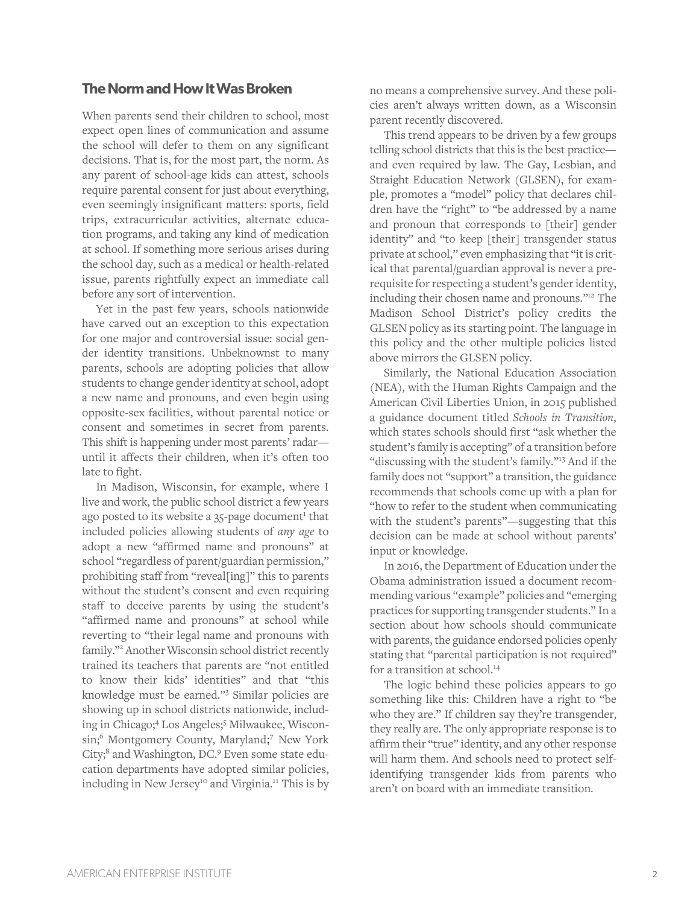## The Norm and How It Was Broken

When parents send their children to school, most expect open lines of communication and assume the school will defer to them on any significant decisions. That is, for the most part, the norm. As any parent of school-age kids can attest, schools require parental consent for just about everything, even seemingly insignificant matters: sports, field trips, extracurricular activities, alternate education programs, and taking any kind of medication at school. If something more serious arises during the school day, such as a medical or health-related issue, parents rightfully expect an immediate call before any sort of intervention.

Yet in the past few years, schools nationwide have carved out an exception to this expectation for one major and controversial issue: social gender identity transitions. Unbeknownst to many parents, schools are adopting policies that allow students to change gender identity at school, adopt a new name and pronouns, and even begin using opposite-sex facilities, without parental notice or consent and sometimes in secret from parents. This shift is happening under most parents' radar—until it affects their children, when it's often too late to fight.

In Madison, Wisconsin, for example, where I live and work, the public school district a few years ago posted to its website a 35-page document[1] that included policies allowing students of *any age* to adopt a new "affirmed name and pronouns" at school "regardless of parent/guardian permission," prohibiting staff from "reveal[ing]" this to parents without the student's consent and even requiring staff to deceive parents by using the student's "affirmed name and pronouns" at school while reverting to "their legal name and pronouns with family."[2] Another Wisconsin school district recently trained its teachers that parents are "not entitled to know their kids' identities" and that "this knowledge must be earned."[3] Similar policies are showing up in school districts nationwide, including in Chicago;[4] Los Angeles;[5] Milwaukee, Wisconsin;[6] Montgomery County, Maryland;[7] New York City;[8] and Washington, DC.[9] Even some state education departments have adopted similar policies, including in New Jersey[10] and Virginia.[11] This is by no means a comprehensive survey. And these policies aren't always written down, as a Wisconsin parent recently discovered.

This trend appears to be driven by a few groups telling school districts that this is the best practice—and even required by law. The Gay, Lesbian, and Straight Education Network (GLSEN), for example, promotes a "model" policy that declares children have the "right" to "be addressed by a name and pronoun that corresponds to [their] gender identity" and "to keep [their] transgender status private at school," even emphasizing that "it is critical that parental/guardian approval is never a prerequisite for respecting a student's gender identity, including their chosen name and pronouns."[12] The Madison School District's policy credits the GLSEN policy as its starting point. The language in this policy and the other multiple policies listed above mirrors the GLSEN policy.

Similarly, the National Education Association (NEA), with the Human Rights Campaign and the American Civil Liberties Union, in 2015 published a guidance document titled *Schools in Transition*, which states schools should first "ask whether the student's family is accepting" of a transition before "discussing with the student's family."[13] And if the family does not "support" a transition, the guidance recommends that schools come up with a plan for "how to refer to the student when communicating with the student's parents"—suggesting that this decision can be made at school without parents' input or knowledge.

In 2016, the Department of Education under the Obama administration issued a document recommending various "example" policies and "emerging practices for supporting transgender students." In a section about how schools should communicate with parents, the guidance endorsed policies openly stating that "parental participation is not required" for a transition at school.[14]

The logic behind these policies appears to go something like this: Children have a right to "be who they are." If children say they're transgender, they really are. The only appropriate response is to affirm their "true" identity, and any other response will harm them. And schools need to protect self-identifying transgender kids from parents who aren't on board with an immediate transition.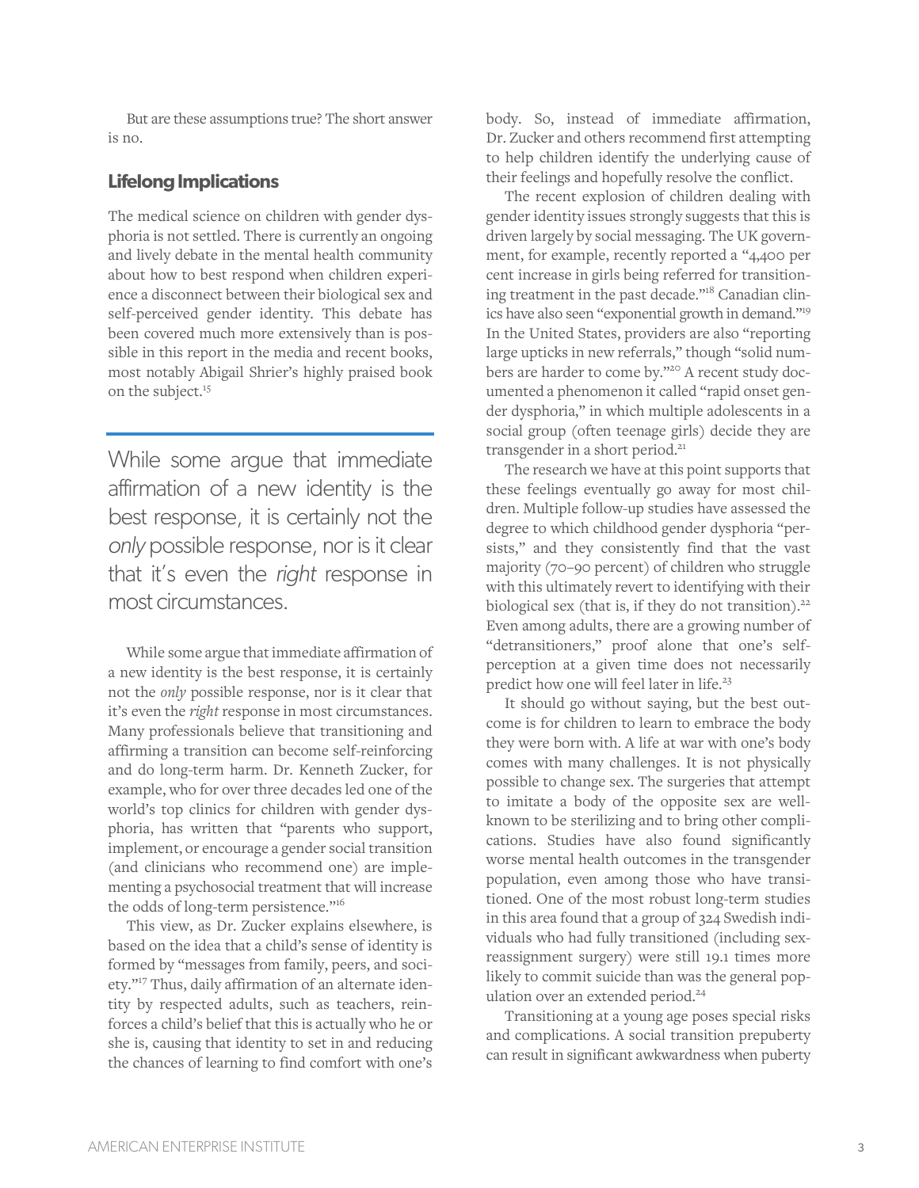But are these assumptions true? The short answer is no.

### Lifelong Implications

The medical science on children with gender dysphoria is not settled. There is currently an ongoing and lively debate in the mental health community about how to best respond when children experience a disconnect between their biological sex and self-perceived gender identity. This debate has been covered much more extensively than is possible in this report in the media and recent books, most notably Abigail Shrier's highly praised book on the subject.[15]

> While some argue that immediate affirmation of a new identity is the best response, it is certainly not the *only* possible response, nor is it clear that it's even the *right* response in most circumstances.

While some argue that immediate affirmation of a new identity is the best response, it is certainly not the *only* possible response, nor is it clear that it's even the *right* response in most circumstances. Many professionals believe that transitioning and affirming a transition can become self-reinforcing and do long-term harm. Dr. Kenneth Zucker, for example, who for over three decades led one of the world's top clinics for children with gender dysphoria, has written that "parents who support, implement, or encourage a gender social transition (and clinicians who recommend one) are implementing a psychosocial treatment that will increase the odds of long-term persistence."[16]

This view, as Dr. Zucker explains elsewhere, is based on the idea that a child's sense of identity is formed by "messages from family, peers, and society."[17] Thus, daily affirmation of an alternate identity by respected adults, such as teachers, reinforces a child's belief that this is actually who he or she is, causing that identity to set in and reducing the chances of learning to find comfort with one's body. So, instead of immediate affirmation, Dr. Zucker and others recommend first attempting to help children identify the underlying cause of their feelings and hopefully resolve the conflict.

The recent explosion of children dealing with gender identity issues strongly suggests that this is driven largely by social messaging. The UK government, for example, recently reported a "4,400 per cent increase in girls being referred for transitioning treatment in the past decade."[18] Canadian clinics have also seen "exponential growth in demand."[19] In the United States, providers are also "reporting large upticks in new referrals," though "solid numbers are harder to come by."[20] A recent study documented a phenomenon it called "rapid onset gender dysphoria," in which multiple adolescents in a social group (often teenage girls) decide they are transgender in a short period.[21]

The research we have at this point supports that these feelings eventually go away for most children. Multiple follow-up studies have assessed the degree to which childhood gender dysphoria "persists," and they consistently find that the vast majority (70–90 percent) of children who struggle with this ultimately revert to identifying with their biological sex (that is, if they do not transition).[22] Even among adults, there are a growing number of "detransitioners," proof alone that one's self-perception at a given time does not necessarily predict how one will feel later in life.[23]

It should go without saying, but the best outcome is for children to learn to embrace the body they were born with. A life at war with one's body comes with many challenges. It is not physically possible to change sex. The surgeries that attempt to imitate a body of the opposite sex are well-known to be sterilizing and to bring other complications. Studies have also found significantly worse mental health outcomes in the transgender population, even among those who have transitioned. One of the most robust long-term studies in this area found that a group of 324 Swedish individuals who had fully transitioned (including sex-reassignment surgery) were still 19.1 times more likely to commit suicide than was the general population over an extended period.[24]

Transitioning at a young age poses special risks and complications. A social transition prepuberty can result in significant awkwardness when puberty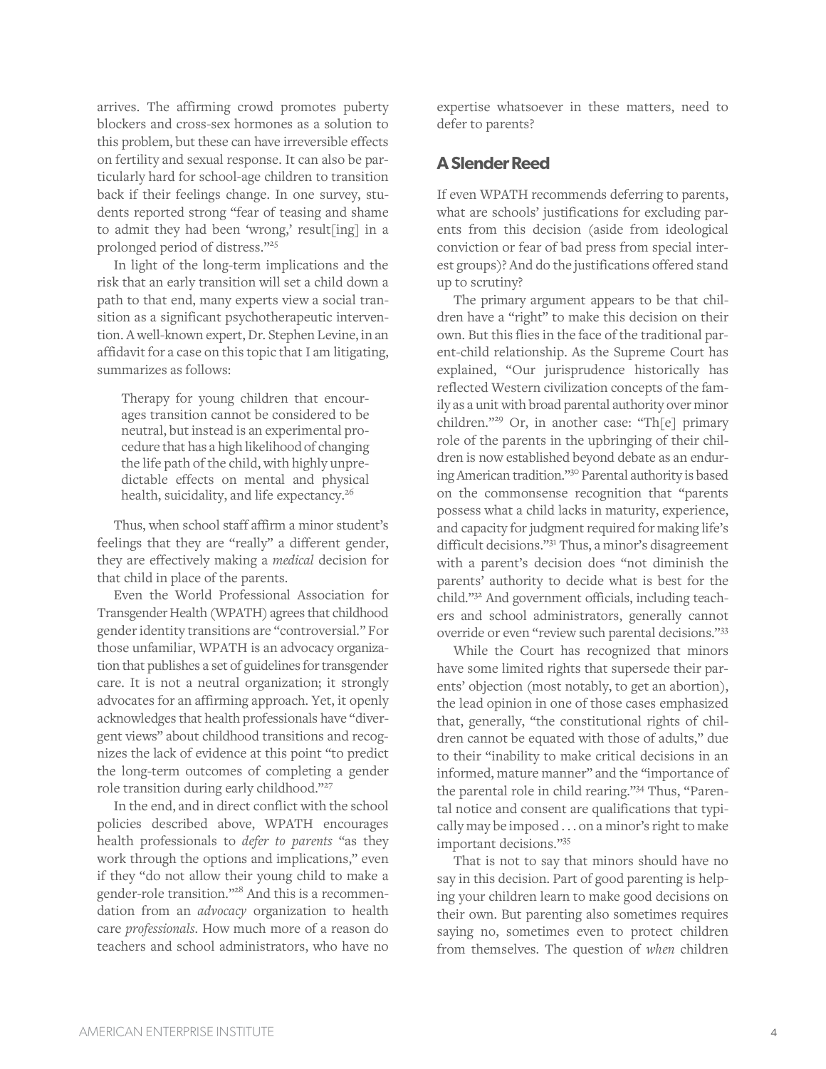arrives. The affirming crowd promotes puberty blockers and cross-sex hormones as a solution to this problem, but these can have irreversible effects on fertility and sexual response. It can also be particularly hard for school-age children to transition back if their feelings change. In one survey, students reported strong "fear of teasing and shame to admit they had been 'wrong,' result[ing] in a prolonged period of distress."[25]

In light of the long-term implications and the risk that an early transition will set a child down a path to that end, many experts view a social transition as a significant psychotherapeutic intervention. A well-known expert, Dr. Stephen Levine, in an affidavit for a case on this topic that I am litigating, summarizes as follows:

> Therapy for young children that encourages transition cannot be considered to be neutral, but instead is an experimental procedure that has a high likelihood of changing the life path of the child, with highly unpredictable effects on mental and physical health, suicidality, and life expectancy.[26]

Thus, when school staff affirm a minor student's feelings that they are "really" a different gender, they are effectively making a *medical* decision for that child in place of the parents.

Even the World Professional Association for Transgender Health (WPATH) agrees that childhood gender identity transitions are "controversial." For those unfamiliar, WPATH is an advocacy organization that publishes a set of guidelines for transgender care. It is not a neutral organization; it strongly advocates for an affirming approach. Yet, it openly acknowledges that health professionals have "divergent views" about childhood transitions and recognizes the lack of evidence at this point "to predict the long-term outcomes of completing a gender role transition during early childhood."[27]

In the end, and in direct conflict with the school policies described above, WPATH encourages health professionals to *defer to parents* "as they work through the options and implications," even if they "do not allow their young child to make a gender-role transition."[28] And this is a recommendation from an *advocacy* organization to health care *professionals*. How much more of a reason do teachers and school administrators, who have no expertise whatsoever in these matters, need to defer to parents?

## A Slender Reed

If even WPATH recommends deferring to parents, what are schools' justifications for excluding parents from this decision (aside from ideological conviction or fear of bad press from special interest groups)? And do the justifications offered stand up to scrutiny?

The primary argument appears to be that children have a "right" to make this decision on their own. But this flies in the face of the traditional parent-child relationship. As the Supreme Court has explained, "Our jurisprudence historically has reflected Western civilization concepts of the family as a unit with broad parental authority over minor children."[29] Or, in another case: "Th[e] primary role of the parents in the upbringing of their children is now established beyond debate as an enduring American tradition."[30] Parental authority is based on the commonsense recognition that "parents possess what a child lacks in maturity, experience, and capacity for judgment required for making life's difficult decisions."[31] Thus, a minor's disagreement with a parent's decision does "not diminish the parents' authority to decide what is best for the child."[32] And government officials, including teachers and school administrators, generally cannot override or even "review such parental decisions."[33]

While the Court has recognized that minors have some limited rights that supersede their parents' objection (most notably, to get an abortion), the lead opinion in one of those cases emphasized that, generally, "the constitutional rights of children cannot be equated with those of adults," due to their "inability to make critical decisions in an informed, mature manner" and the "importance of the parental role in child rearing."[34] Thus, "Parental notice and consent are qualifications that typically may be imposed . . . on a minor's right to make important decisions."[35]

That is not to say that minors should have no say in this decision. Part of good parenting is helping your children learn to make good decisions on their own. But parenting also sometimes requires saying no, sometimes even to protect children from themselves. The question of *when* children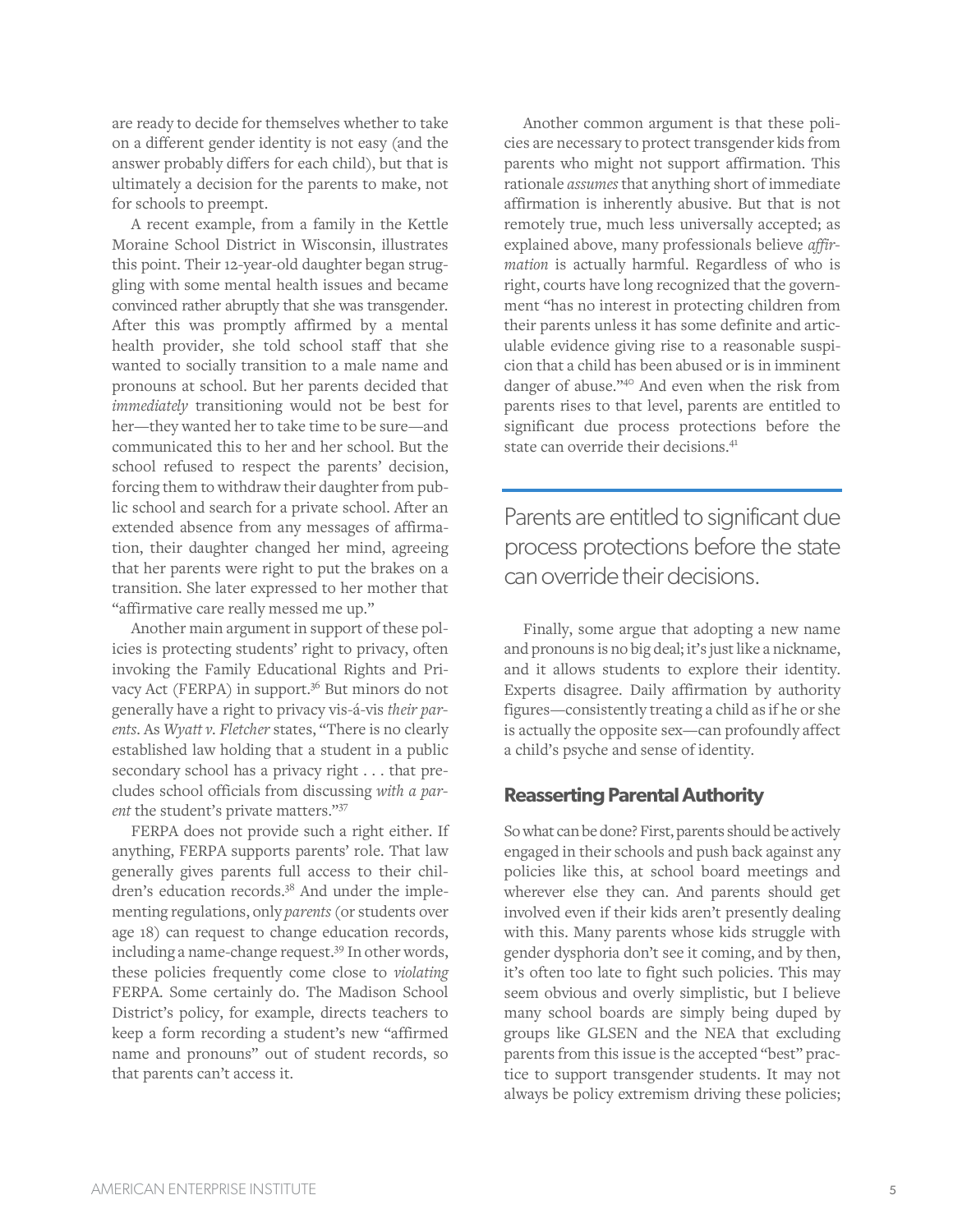are ready to decide for themselves whether to take on a different gender identity is not easy (and the answer probably differs for each child), but that is ultimately a decision for the parents to make, not for schools to preempt.

A recent example, from a family in the Kettle Moraine School District in Wisconsin, illustrates this point. Their 12-year-old daughter began struggling with some mental health issues and became convinced rather abruptly that she was transgender. After this was promptly affirmed by a mental health provider, she told school staff that she wanted to socially transition to a male name and pronouns at school. But her parents decided that *immediately* transitioning would not be best for her—they wanted her to take time to be sure—and communicated this to her and her school. But the school refused to respect the parents' decision, forcing them to withdraw their daughter from public school and search for a private school. After an extended absence from any messages of affirmation, their daughter changed her mind, agreeing that her parents were right to put the brakes on a transition. She later expressed to her mother that "affirmative care really messed me up."

Another main argument in support of these policies is protecting students' right to privacy, often invoking the Family Educational Rights and Privacy Act (FERPA) in support.[36] But minors do not generally have a right to privacy vis-á-vis *their parents*. As *Wyatt v. Fletcher* states, "There is no clearly established law holding that a student in a public secondary school has a privacy right . . . that precludes school officials from discussing *with a parent* the student's private matters."[37]

FERPA does not provide such a right either. If anything, FERPA supports parents' role. That law generally gives parents full access to their children's education records.[38] And under the implementing regulations, only *parents* (or students over age 18) can request to change education records, including a name-change request.[39] In other words, these policies frequently come close to *violating* FERPA. Some certainly do. The Madison School District's policy, for example, directs teachers to keep a form recording a student's new "affirmed name and pronouns" out of student records, so that parents can't access it.

Another common argument is that these policies are necessary to protect transgender kids from parents who might not support affirmation. This rationale *assumes* that anything short of immediate affirmation is inherently abusive. But that is not remotely true, much less universally accepted; as explained above, many professionals believe *affirmation* is actually harmful. Regardless of who is right, courts have long recognized that the government "has no interest in protecting children from their parents unless it has some definite and articulable evidence giving rise to a reasonable suspicion that a child has been abused or is in imminent danger of abuse."[40] And even when the risk from parents rises to that level, parents are entitled to significant due process protections before the state can override their decisions.[41]

> Parents are entitled to significant due process protections before the state can override their decisions.

Finally, some argue that adopting a new name and pronouns is no big deal; it's just like a nickname, and it allows students to explore their identity. Experts disagree. Daily affirmation by authority figures—consistently treating a child as if he or she is actually the opposite sex—can profoundly affect a child's psyche and sense of identity.

## Reasserting Parental Authority

So what can be done? First, parents should be actively engaged in their schools and push back against any policies like this, at school board meetings and wherever else they can. And parents should get involved even if their kids aren't presently dealing with this. Many parents whose kids struggle with gender dysphoria don't see it coming, and by then, it's often too late to fight such policies. This may seem obvious and overly simplistic, but I believe many school boards are simply being duped by groups like GLSEN and the NEA that excluding parents from this issue is the accepted "best" practice to support transgender students. It may not always be policy extremism driving these policies;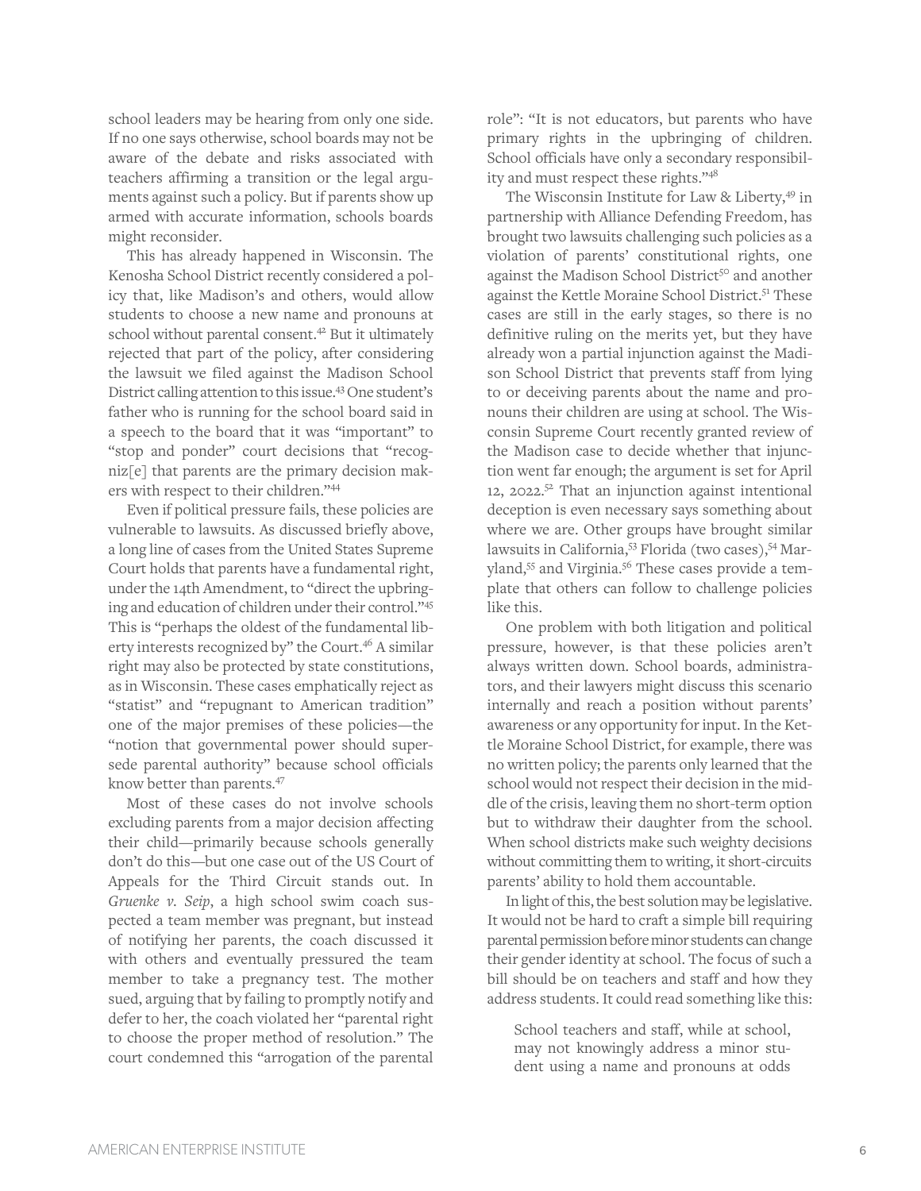school leaders may be hearing from only one side. If no one says otherwise, school boards may not be aware of the debate and risks associated with teachers affirming a transition or the legal arguments against such a policy. But if parents show up armed with accurate information, schools boards might reconsider.

This has already happened in Wisconsin. The Kenosha School District recently considered a policy that, like Madison's and others, would allow students to choose a new name and pronouns at school without parental consent.[42] But it ultimately rejected that part of the policy, after considering the lawsuit we filed against the Madison School District calling attention to this issue.[43] One student's father who is running for the school board said in a speech to the board that it was "important" to "stop and ponder" court decisions that "recogniz[e] that parents are the primary decision makers with respect to their children."[44]

Even if political pressure fails, these policies are vulnerable to lawsuits. As discussed briefly above, a long line of cases from the United States Supreme Court holds that parents have a fundamental right, under the 14th Amendment, to "direct the upbringing and education of children under their control."[45] This is "perhaps the oldest of the fundamental liberty interests recognized by" the Court.[46] A similar right may also be protected by state constitutions, as in Wisconsin. These cases emphatically reject as "statist" and "repugnant to American tradition" one of the major premises of these policies—the "notion that governmental power should supersede parental authority" because school officials know better than parents.[47]

Most of these cases do not involve schools excluding parents from a major decision affecting their child—primarily because schools generally don't do this—but one case out of the US Court of Appeals for the Third Circuit stands out. In *Gruenke v. Seip*, a high school swim coach suspected a team member was pregnant, but instead of notifying her parents, the coach discussed it with others and eventually pressured the team member to take a pregnancy test. The mother sued, arguing that by failing to promptly notify and defer to her, the coach violated her "parental right to choose the proper method of resolution." The court condemned this "arrogation of the parental role": "It is not educators, but parents who have primary rights in the upbringing of children. School officials have only a secondary responsibility and must respect these rights."[48]

The Wisconsin Institute for Law & Liberty,[49] in partnership with Alliance Defending Freedom, has brought two lawsuits challenging such policies as a violation of parents' constitutional rights, one against the Madison School District[50] and another against the Kettle Moraine School District.[51] These cases are still in the early stages, so there is no definitive ruling on the merits yet, but they have already won a partial injunction against the Madison School District that prevents staff from lying to or deceiving parents about the name and pronouns their children are using at school. The Wisconsin Supreme Court recently granted review of the Madison case to decide whether that injunction went far enough; the argument is set for April 12, 2022.[52] That an injunction against intentional deception is even necessary says something about where we are. Other groups have brought similar lawsuits in California,[53] Florida (two cases),[54] Maryland,[55] and Virginia.[56] These cases provide a template that others can follow to challenge policies like this.

One problem with both litigation and political pressure, however, is that these policies aren't always written down. School boards, administrators, and their lawyers might discuss this scenario internally and reach a position without parents' awareness or any opportunity for input. In the Kettle Moraine School District, for example, there was no written policy; the parents only learned that the school would not respect their decision in the middle of the crisis, leaving them no short-term option but to withdraw their daughter from the school. When school districts make such weighty decisions without committing them to writing, it short-circuits parents' ability to hold them accountable.

In light of this, the best solution may be legislative. It would not be hard to craft a simple bill requiring parental permission before minor students can change their gender identity at school. The focus of such a bill should be on teachers and staff and how they address students. It could read something like this:

> School teachers and staff, while at school, may not knowingly address a minor student using a name and pronouns at odds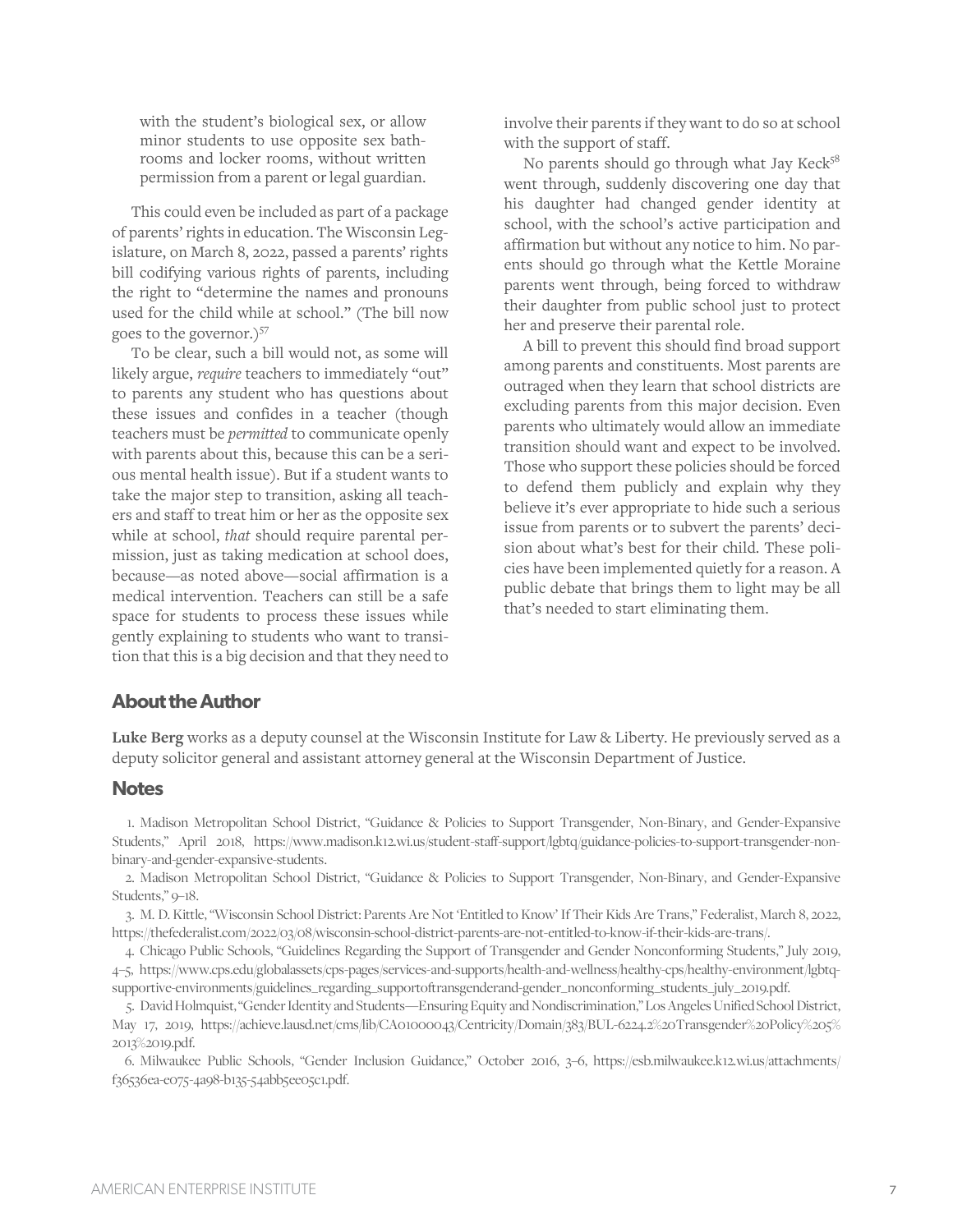with the student's biological sex, or allow minor students to use opposite sex bathrooms and locker rooms, without written permission from a parent or legal guardian.

This could even be included as part of a package of parents' rights in education. The Wisconsin Legislature, on March 8, 2022, passed a parents' rights bill codifying various rights of parents, including the right to "determine the names and pronouns used for the child while at school." (The bill now goes to the governor.)[57]

To be clear, such a bill would not, as some will likely argue, *require* teachers to immediately "out" to parents any student who has questions about these issues and confides in a teacher (though teachers must be *permitted* to communicate openly with parents about this, because this can be a serious mental health issue). But if a student wants to take the major step to transition, asking all teachers and staff to treat him or her as the opposite sex while at school, *that* should require parental permission, just as taking medication at school does, because—as noted above—social affirmation is a medical intervention. Teachers can still be a safe space for students to process these issues while gently explaining to students who want to transition that this is a big decision and that they need to involve their parents if they want to do so at school with the support of staff.

No parents should go through what Jay Keck[58] went through, suddenly discovering one day that his daughter had changed gender identity at school, with the school's active participation and affirmation but without any notice to him. No parents should go through what the Kettle Moraine parents went through, being forced to withdraw their daughter from public school just to protect her and preserve their parental role.

A bill to prevent this should find broad support among parents and constituents. Most parents are outraged when they learn that school districts are excluding parents from this major decision. Even parents who ultimately would allow an immediate transition should want and expect to be involved. Those who support these policies should be forced to defend them publicly and explain why they believe it's ever appropriate to hide such a serious issue from parents or to subvert the parents' decision about what's best for their child. These policies have been implemented quietly for a reason. A public debate that brings them to light may be all that's needed to start eliminating them.

## About the Author

**Luke Berg** works as a deputy counsel at the Wisconsin Institute for Law & Liberty. He previously served as a deputy solicitor general and assistant attorney general at the Wisconsin Department of Justice.

## Notes

1. Madison Metropolitan School District, "Guidance & Policies to Support Transgender, Non-Binary, and Gender-Expansive Students," April 2018, https://www.madison.k12.wi.us/student-staff-support/lgbtq/guidance-policies-to-support-transgender-non-binary-and-gender-expansive-students.

2. Madison Metropolitan School District, "Guidance & Policies to Support Transgender, Non-Binary, and Gender-Expansive Students," 9–18.

3. M. D. Kittle, "Wisconsin School District: Parents Are Not 'Entitled to Know' If Their Kids Are Trans," Federalist, March 8, 2022, https://thefederalist.com/2022/03/08/wisconsin-school-district-parents-are-not-entitled-to-know-if-their-kids-are-trans/.

4. Chicago Public Schools, "Guidelines Regarding the Support of Transgender and Gender Nonconforming Students," July 2019, 4–5, https://www.cps.edu/globalassets/cps-pages/services-and-supports/health-and-wellness/healthy-cps/healthy-environment/lgbtq-supportive-environments/guidelines_regarding_supportoftransgenderand-gender_nonconforming_students_july_2019.pdf.

5. David Holmquist, "Gender Identity and Students—Ensuring Equity and Nondiscrimination," Los Angeles Unified School District, May 17, 2019, https://achieve.lausd.net/cms/lib/CA01000043/Centricity/Domain/383/BUL-6224.2%20Transgender%20Policy%205%2013%2019.pdf.

6. Milwaukee Public Schools, "Gender Inclusion Guidance," October 2016, 3–6, https://esb.milwaukee.k12.wi.us/attachments/f36536ea-e075-4a98-b135-54abb5ee05c1.pdf.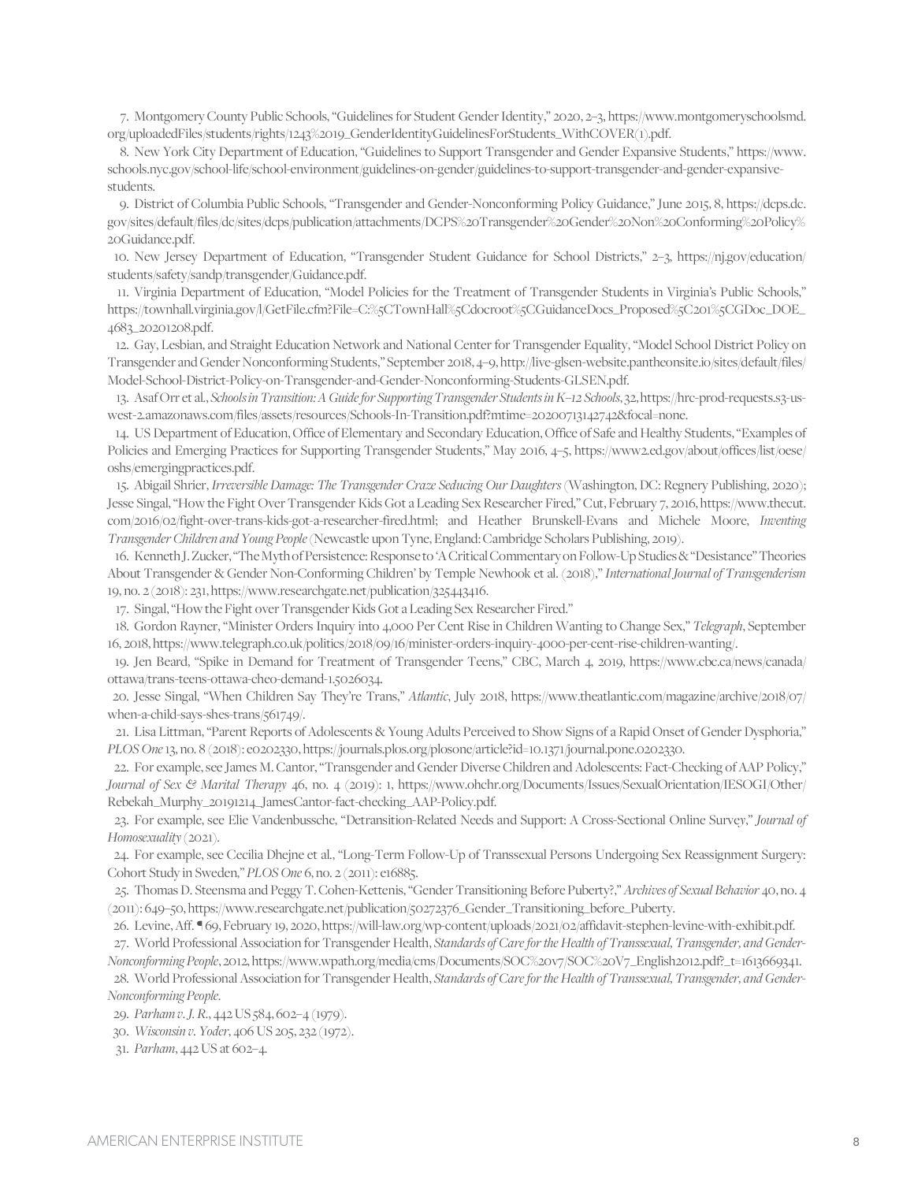7. Montgomery County Public Schools, "Guidelines for Student Gender Identity," 2020, 2–3, https://www.montgomeryschoolsmd.org/uploadedFiles/students/rights/1243%2019_GenderIdentityGuidelinesForStudents_WithCOVER(1).pdf.

8. New York City Department of Education, "Guidelines to Support Transgender and Gender Expansive Students," https://www.schools.nyc.gov/school-life/school-environment/guidelines-on-gender/guidelines-to-support-transgender-and-gender-expansive-students.

9. District of Columbia Public Schools, "Transgender and Gender-Nonconforming Policy Guidance," June 2015, 8, https://dcps.dc.gov/sites/default/files/dc/sites/dcps/publication/attachments/DCPS%20Transgender%20Gender%20Non%20Conforming%20Policy%20Guidance.pdf.

10. New Jersey Department of Education, "Transgender Student Guidance for School Districts," 2–3, https://nj.gov/education/students/safety/sandp/transgender/Guidance.pdf.

11. Virginia Department of Education, "Model Policies for the Treatment of Transgender Students in Virginia's Public Schools," https://townhall.virginia.gov/l/GetFile.cfm?File=C:%5CTownHall%5Cdocroot%5CGuidanceDocs_Proposed%5C201%5CGDoc_DOE_4683_20201208.pdf.

12. Gay, Lesbian, and Straight Education Network and National Center for Transgender Equality, "Model School District Policy on Transgender and Gender Nonconforming Students," September 2018, 4–9, http://live-glsen-website.pantheonsite.io/sites/default/files/Model-School-District-Policy-on-Transgender-and-Gender-Nonconforming-Students-GLSEN.pdf.

13. Asaf Orr et al., *Schools in Transition: A Guide for Supporting Transgender Students in K–12 Schools*, 32, https://hrc-prod-requests.s3-us-west-2.amazonaws.com/files/assets/resources/Schools-In-Transition.pdf?mtime=20200713142742&focal=none.

14. US Department of Education, Office of Elementary and Secondary Education, Office of Safe and Healthy Students, "Examples of Policies and Emerging Practices for Supporting Transgender Students," May 2016, 4–5, https://www2.ed.gov/about/offices/list/oese/oshs/emergingpractices.pdf.

15. Abigail Shrier, *Irreversible Damage: The Transgender Craze Seducing Our Daughters* (Washington, DC: Regnery Publishing, 2020); Jesse Singal, "How the Fight Over Transgender Kids Got a Leading Sex Researcher Fired," Cut, February 7, 2016, https://www.thecut.com/2016/02/fight-over-trans-kids-got-a-researcher-fired.html; and Heather Brunskell-Evans and Michele Moore, *Inventing Transgender Children and Young People* (Newcastle upon Tyne, England: Cambridge Scholars Publishing, 2019).

16. Kenneth J. Zucker, "The Myth of Persistence: Response to 'A Critical Commentary on Follow-Up Studies & "Desistance" Theories About Transgender & Gender Non-Conforming Children' by Temple Newhook et al. (2018)," *International Journal of Transgenderism* 19, no. 2 (2018): 231, https://www.researchgate.net/publication/325443416.

17. Singal, "How the Fight over Transgender Kids Got a Leading Sex Researcher Fired."

18. Gordon Rayner, "Minister Orders Inquiry into 4,000 Per Cent Rise in Children Wanting to Change Sex," *Telegraph*, September 16, 2018, https://www.telegraph.co.uk/politics/2018/09/16/minister-orders-inquiry-4000-per-cent-rise-children-wanting/.

19. Jen Beard, "Spike in Demand for Treatment of Transgender Teens," CBC, March 4, 2019, https://www.cbc.ca/news/canada/ottawa/trans-teens-ottawa-cheo-demand-1.5026034.

20. Jesse Singal, "When Children Say They're Trans," *Atlantic*, July 2018, https://www.theatlantic.com/magazine/archive/2018/07/when-a-child-says-shes-trans/561749/.

21. Lisa Littman, "Parent Reports of Adolescents & Young Adults Perceived to Show Signs of a Rapid Onset of Gender Dysphoria," *PLOS One* 13, no. 8 (2018): e0202330, https://journals.plos.org/plosone/article?id=10.1371/journal.pone.0202330.

22. For example, see James M. Cantor, "Transgender and Gender Diverse Children and Adolescents: Fact-Checking of AAP Policy," *Journal of Sex & Marital Therapy* 46, no. 4 (2019): 1, https://www.ohchr.org/Documents/Issues/SexualOrientation/IESOGI/Other/Rebekah_Murphy_20191214_JamesCantor-fact-checking_AAP-Policy.pdf.

23. For example, see Elie Vandenbussche, "Detransition-Related Needs and Support: A Cross-Sectional Online Survey," *Journal of Homosexuality* (2021).

24. For example, see Cecilia Dhejne et al., "Long-Term Follow-Up of Transsexual Persons Undergoing Sex Reassignment Surgery: Cohort Study in Sweden," *PLOS One* 6, no. 2 (2011): e16885.

25. Thomas D. Steensma and Peggy T. Cohen-Kettenis, "Gender Transitioning Before Puberty?," *Archives of Sexual Behavior* 40, no. 4 (2011): 649–50, https://www.researchgate.net/publication/50272376_Gender_Transitioning_before_Puberty.

26. Levine, Aff. ¶ 69, February 19, 2020, https://will-law.org/wp-content/uploads/2021/02/affidavit-stephen-levine-with-exhibit.pdf.

27. World Professional Association for Transgender Health, *Standards of Care for the Health of Transsexual, Transgender, and Gender-Nonconforming People*, 2012, https://www.wpath.org/media/cms/Documents/SOC%20v7/SOC%20V7_English2012.pdf?_t=1613669341.

28. World Professional Association for Transgender Health, *Standards of Care for the Health of Transsexual, Transgender, and Gender-Nonconforming People*.

29. *Parham v. J. R.*, 442 US 584, 602–4 (1979).

30. *Wisconsin v. Yoder*, 406 US 205, 232 (1972).

31. *Parham*, 442 US at 602–4.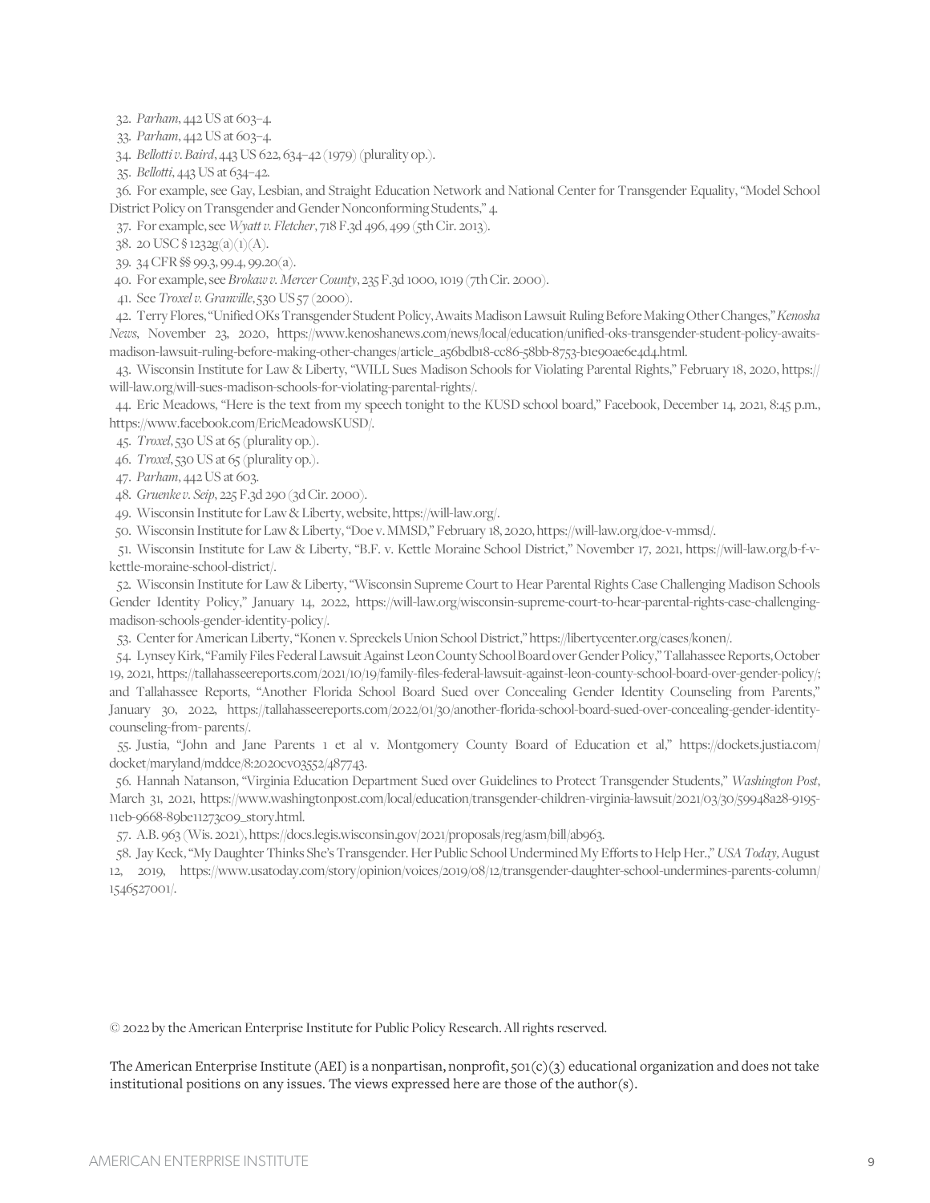32. *Parham*, 442 US at 603–4.

33. *Parham*, 442 US at 603–4.

34. *Bellotti v. Baird*, 443 US 622, 634–42 (1979) (plurality op.).

35. *Bellotti*, 443 US at 634–42.

36. For example, see Gay, Lesbian, and Straight Education Network and National Center for Transgender Equality, "Model School District Policy on Transgender and Gender Nonconforming Students," 4.

37. For example, see *Wyatt v. Fletcher*, 718 F.3d 496, 499 (5th Cir. 2013).

38. 20 USC § 1232g(a)(1)(A).

39. 34 CFR §§ 99.3, 99.4, 99.20(a).

40. For example, see *Brokaw v. Mercer County*, 235 F.3d 1000, 1019 (7th Cir. 2000).

41. See *Troxel v. Granville*, 530 US 57 (2000).

42. Terry Flores, "Unified OKs Transgender Student Policy, Awaits Madison Lawsuit Ruling Before Making Other Changes," *Kenosha News*, November 23, 2020, https://www.kenoshanews.com/news/local/education/unified-oks-transgender-student-policy-awaits-madison-lawsuit-ruling-before-making-other-changes/article_a56bdb18-cc86-58bb-8753-b1e90ae6e4d4.html.

43. Wisconsin Institute for Law & Liberty, "WILL Sues Madison Schools for Violating Parental Rights," February 18, 2020, https://will-law.org/will-sues-madison-schools-for-violating-parental-rights/.

44. Eric Meadows, "Here is the text from my speech tonight to the KUSD school board," Facebook, December 14, 2021, 8:45 p.m., https://www.facebook.com/EricMeadowsKUSD/.

45. *Troxel*, 530 US at 65 (plurality op.).

46. *Troxel*, 530 US at 65 (plurality op.).

47. *Parham*, 442 US at 603.

48. *Gruenke v. Seip*, 225 F.3d 290 (3d Cir. 2000).

49. Wisconsin Institute for Law & Liberty, website, https://will-law.org/.

50. Wisconsin Institute for Law & Liberty, "Doe v. MMSD," February 18, 2020, https://will-law.org/doe-v-mmsd/.

51. Wisconsin Institute for Law & Liberty, "B.F. v. Kettle Moraine School District," November 17, 2021, https://will-law.org/b-f-v-kettle-moraine-school-district/.

52. Wisconsin Institute for Law & Liberty, "Wisconsin Supreme Court to Hear Parental Rights Case Challenging Madison Schools Gender Identity Policy," January 14, 2022, https://will-law.org/wisconsin-supreme-court-to-hear-parental-rights-case-challenging-madison-schools-gender-identity-policy/.

53. Center for American Liberty, "Konen v. Spreckels Union School District," https://libertycenter.org/cases/konen/.

54. Lynsey Kirk, "Family Files Federal Lawsuit Against Leon County School Board over Gender Policy," Tallahassee Reports, October 19, 2021, https://tallahasseereports.com/2021/10/19/family-files-federal-lawsuit-against-leon-county-school-board-over-gender-policy/; and Tallahassee Reports, "Another Florida School Board Sued over Concealing Gender Identity Counseling from Parents," January 30, 2022, https://tallahasseereports.com/2022/01/30/another-florida-school-board-sued-over-concealing-gender-identity-counseling-from-parents/.

55. Justia, "John and Jane Parents 1 et al v. Montgomery County Board of Education et al," https://dockets.justia.com/docket/maryland/mddce/8:2020cv03552/487743.

56. Hannah Natanson, "Virginia Education Department Sued over Guidelines to Protect Transgender Students," *Washington Post*, March 31, 2021, https://www.washingtonpost.com/local/education/transgender-children-virginia-lawsuit/2021/03/30/59948a28-9195-11eb-9668-89be11273c09_story.html.

57. A.B. 963 (Wis. 2021), https://docs.legis.wisconsin.gov/2021/proposals/reg/asm/bill/ab963.

58. Jay Keck, "My Daughter Thinks She's Transgender. Her Public School Undermined My Efforts to Help Her.," *USA Today*, August 12, 2019, https://www.usatoday.com/story/opinion/voices/2019/08/12/transgender-daughter-school-undermines-parents-column/1546527001/.

© 2022 by the American Enterprise Institute for Public Policy Research. All rights reserved.

The American Enterprise Institute (AEI) is a nonpartisan, nonprofit, 501(c)(3) educational organization and does not take institutional positions on any issues. The views expressed here are those of the author(s).